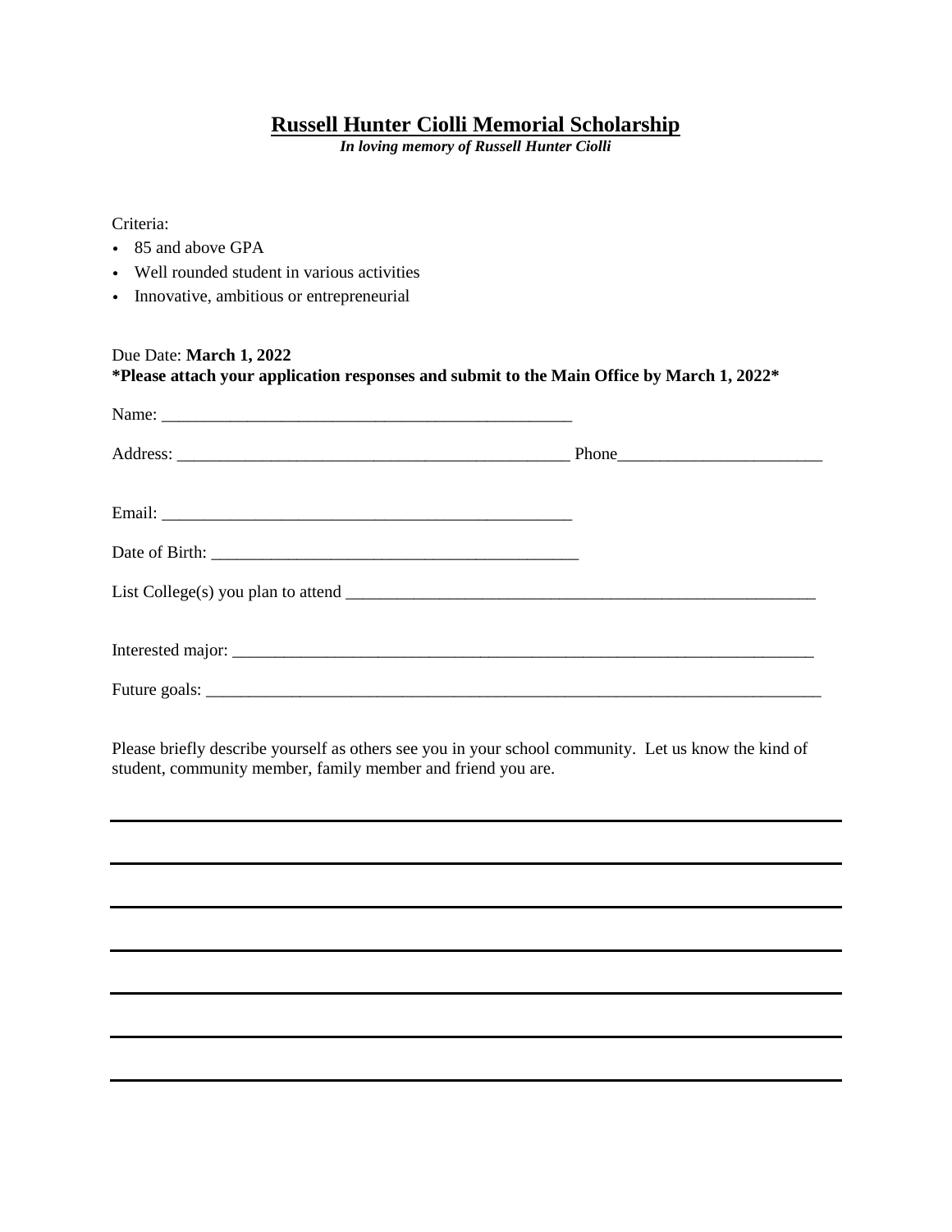# Russell Hunter Ciolli Memorial Scholarship

***In loving memory of Russell Hunter Ciolli***

Criteria:

- 85 and above GPA
- Well rounded student in various activities
- Innovative, ambitious or entrepreneurial

Due Date: **March 1, 2022**

**\*Please attach your application responses and submit to the Main Office by March 1, 2022\***

Name: ______________________________________________

Address: ____________________________________________ Phone______________________

Email: ______________________________________________

Date of Birth: _________________________________________

List College(s) you plan to attend _____________________________________________________

Interested major: ____________________________________________________________________

Future goals: _______________________________________________________________________

Please briefly describe yourself as others see you in your school community. Let us know the kind of student, community member, family member and friend you are.

_______________________________________________________________________________

_______________________________________________________________________________

_______________________________________________________________________________

_______________________________________________________________________________

_______________________________________________________________________________

_______________________________________________________________________________

_______________________________________________________________________________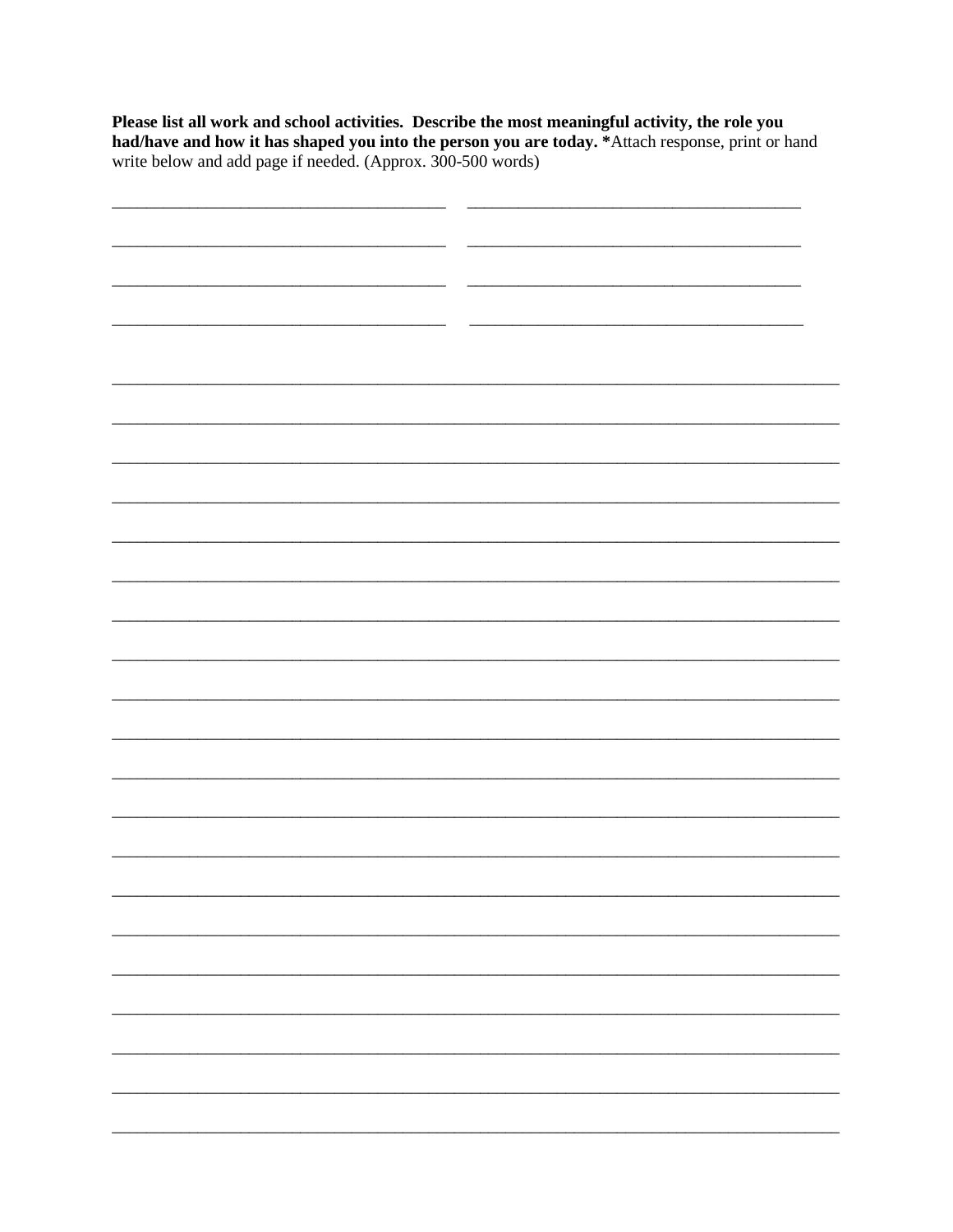**Please list all work and school activities. Describe the most meaningful activity, the role you had/have and how it has shaped you into the person you are today. \***Attach response, print or hand write below and add page if needed. (Approx. 300-500 words)

_______________________________________ _______________________________________

_______________________________________ _______________________________________

_______________________________________ _______________________________________

_______________________________________ _______________________________________

______________________________________________________________________________

______________________________________________________________________________

______________________________________________________________________________

______________________________________________________________________________

______________________________________________________________________________

______________________________________________________________________________

______________________________________________________________________________

______________________________________________________________________________

______________________________________________________________________________

______________________________________________________________________________

______________________________________________________________________________

______________________________________________________________________________

______________________________________________________________________________

______________________________________________________________________________

______________________________________________________________________________

______________________________________________________________________________

______________________________________________________________________________

______________________________________________________________________________

______________________________________________________________________________

______________________________________________________________________________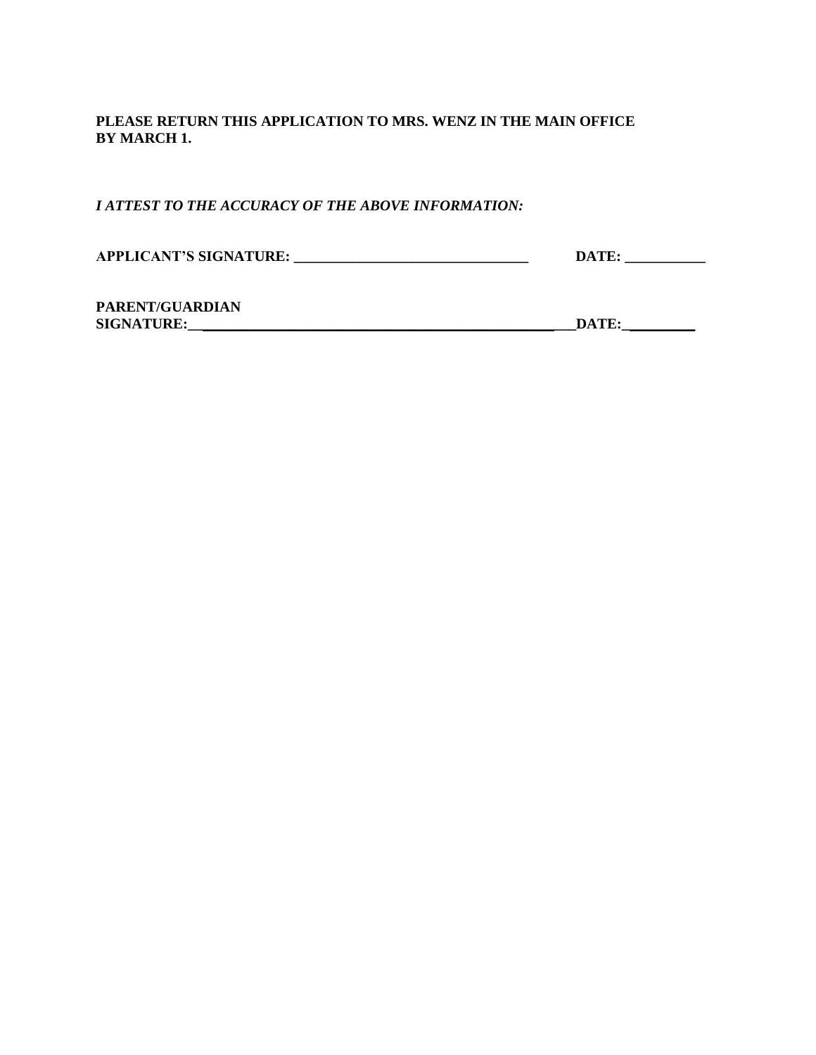**PLEASE RETURN THIS APPLICATION TO MRS. WENZ IN THE MAIN OFFICE BY MARCH 1.**

***I ATTEST TO THE ACCURACY OF THE ABOVE INFORMATION:***

**APPLICANT'S SIGNATURE: _______________________________ DATE: ___________**

**PARENT/GUARDIAN SIGNATURE:___________________________________________DATE:__________**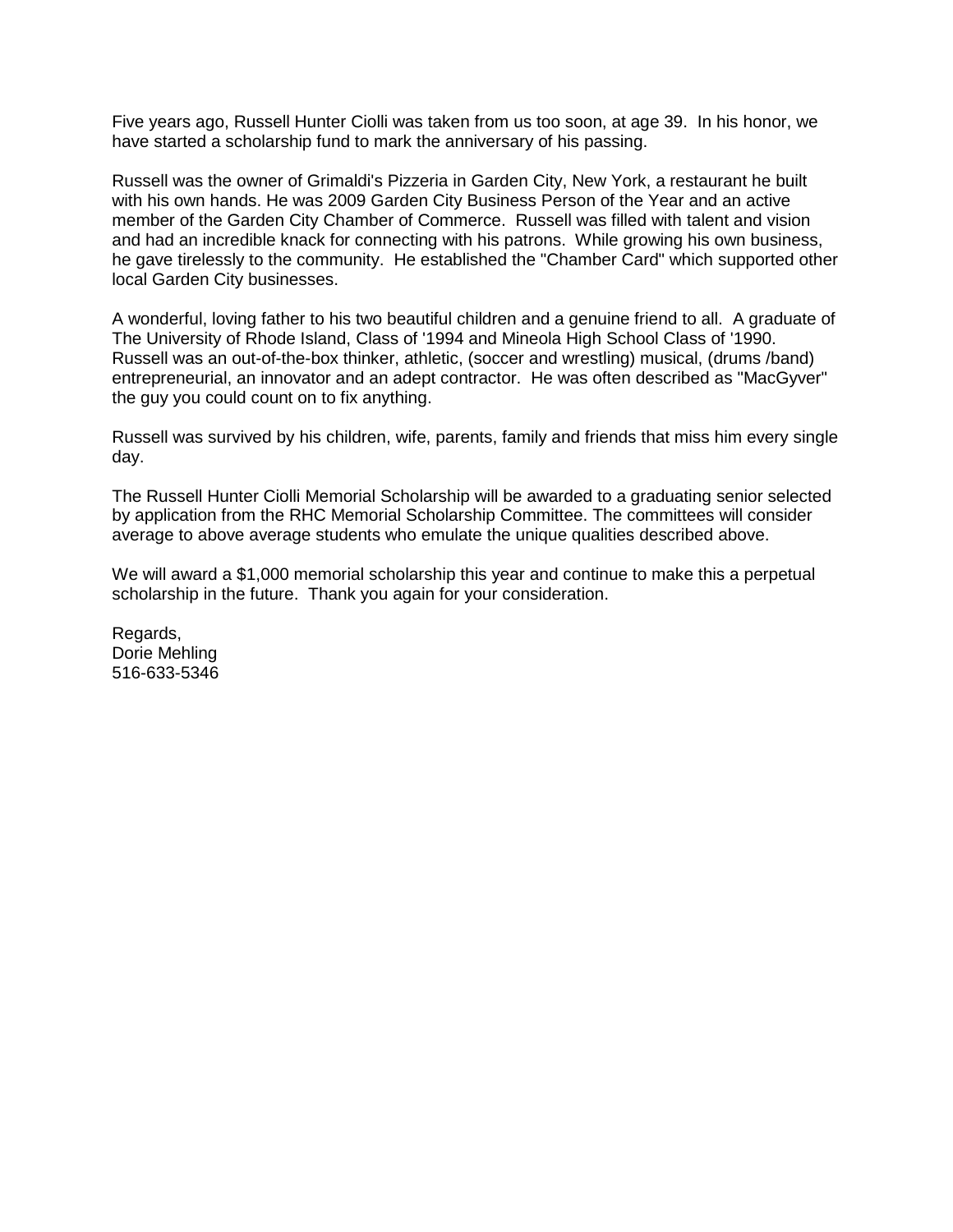Five years ago, Russell Hunter Ciolli was taken from us too soon, at age 39. In his honor, we have started a scholarship fund to mark the anniversary of his passing.

Russell was the owner of Grimaldi's Pizzeria in Garden City, New York, a restaurant he built with his own hands. He was 2009 Garden City Business Person of the Year and an active member of the Garden City Chamber of Commerce. Russell was filled with talent and vision and had an incredible knack for connecting with his patrons. While growing his own business, he gave tirelessly to the community. He established the "Chamber Card" which supported other local Garden City businesses.

A wonderful, loving father to his two beautiful children and a genuine friend to all. A graduate of The University of Rhode Island, Class of '1994 and Mineola High School Class of '1990. Russell was an out-of-the-box thinker, athletic, (soccer and wrestling) musical, (drums /band) entrepreneurial, an innovator and an adept contractor. He was often described as "MacGyver" the guy you could count on to fix anything.

Russell was survived by his children, wife, parents, family and friends that miss him every single day.

The Russell Hunter Ciolli Memorial Scholarship will be awarded to a graduating senior selected by application from the RHC Memorial Scholarship Committee. The committees will consider average to above average students who emulate the unique qualities described above.

We will award a $1,000 memorial scholarship this year and continue to make this a perpetual scholarship in the future. Thank you again for your consideration.

Regards,
Dorie Mehling
516-633-5346